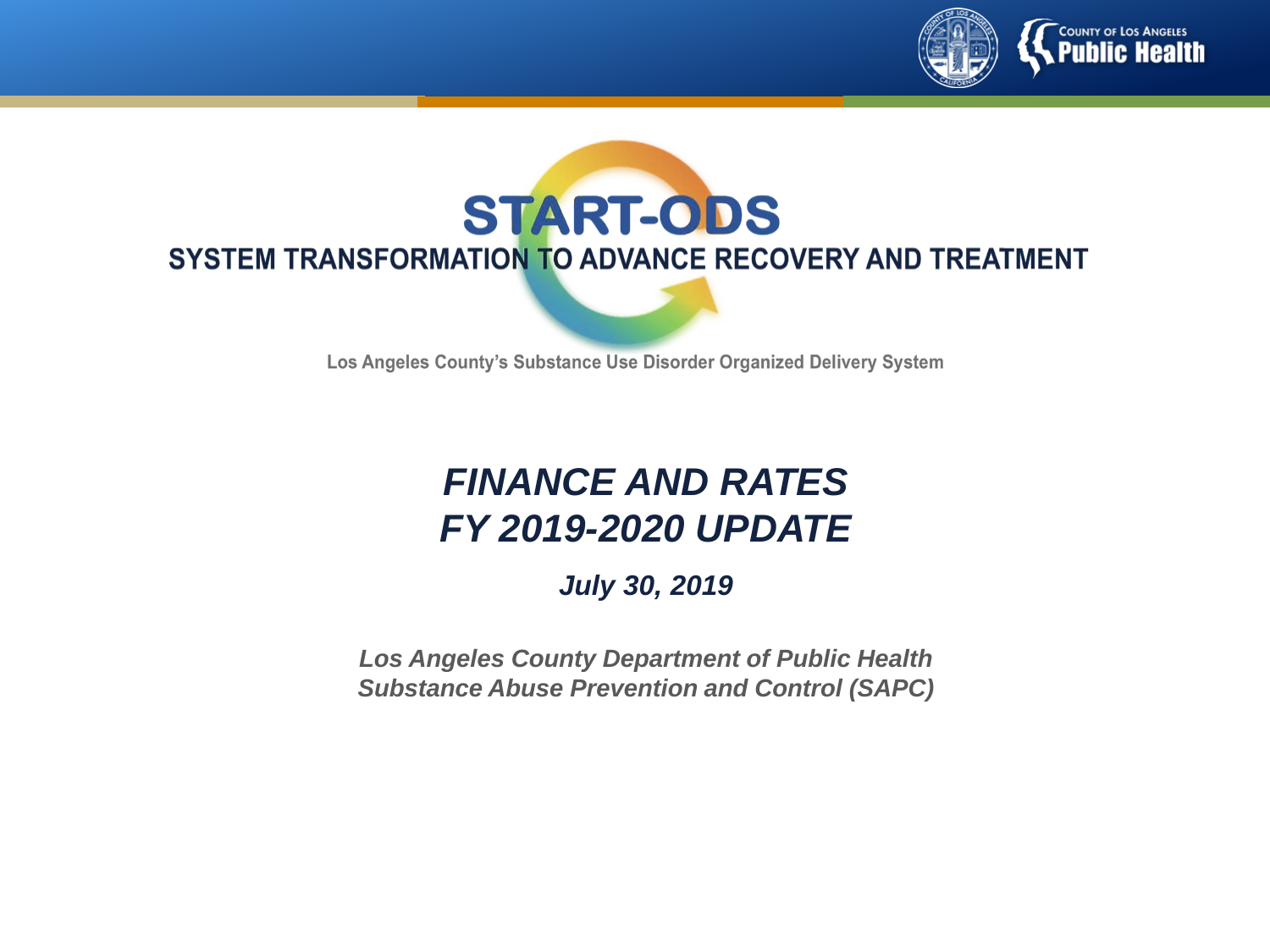# START-ODS

## SYSTEM TRANSFORMATION TO ADVANCE RECOVERY AND TREATMENT

Los Angeles County's Substance Use Disorder Organized Delivery System

# *FINANCE AND RATES*
# *FY 2019-2020 UPDATE*

***July 30, 2019***

***Los Angeles County Department of Public Health***
***Substance Abuse Prevention and Control (SAPC)***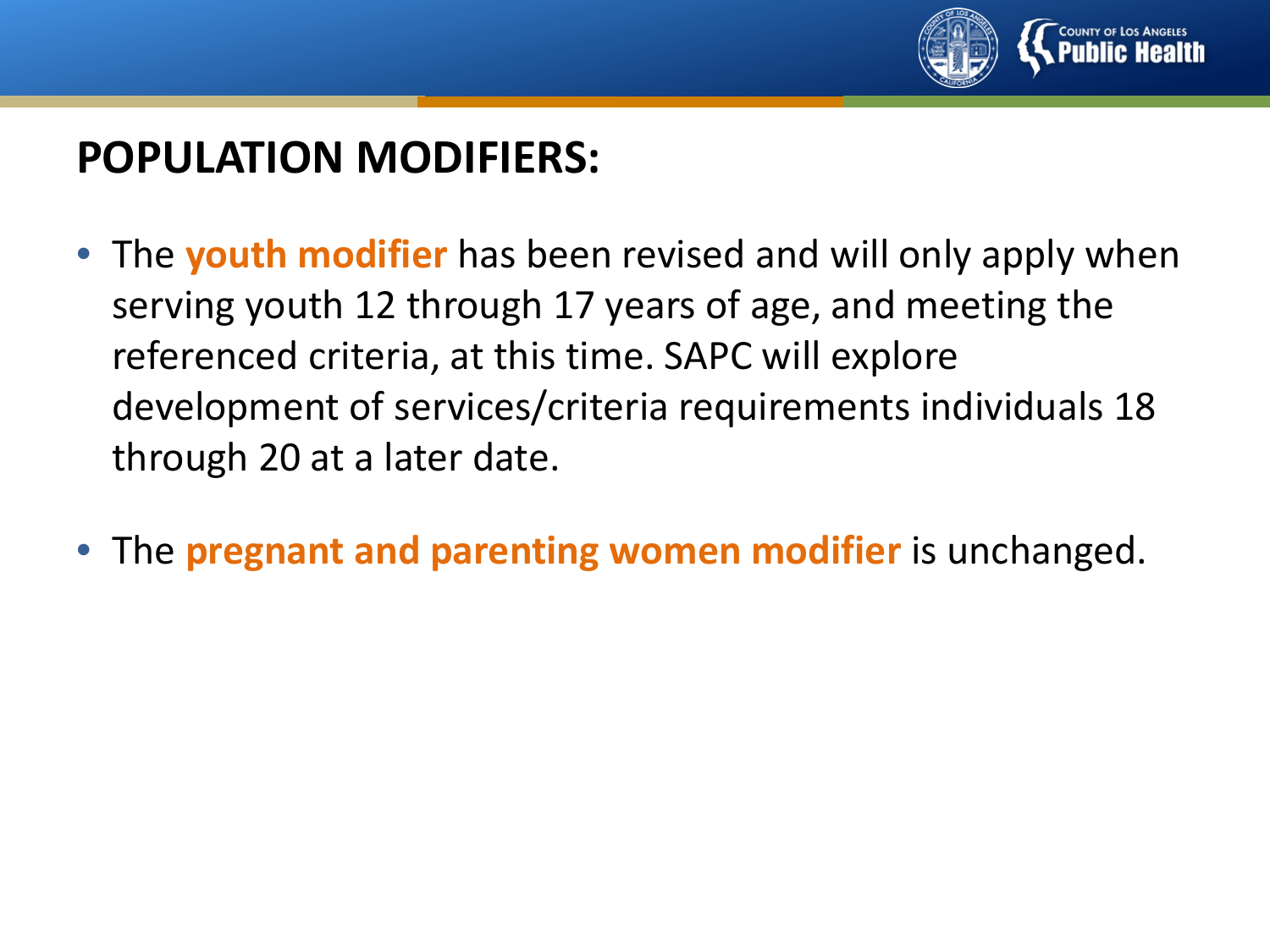# POPULATION MODIFIERS:

- The **youth modifier** has been revised and will only apply when serving youth 12 through 17 years of age, and meeting the referenced criteria, at this time. SAPC will explore development of services/criteria requirements individuals 18 through 20 at a later date.
- The **pregnant and parenting women modifier** is unchanged.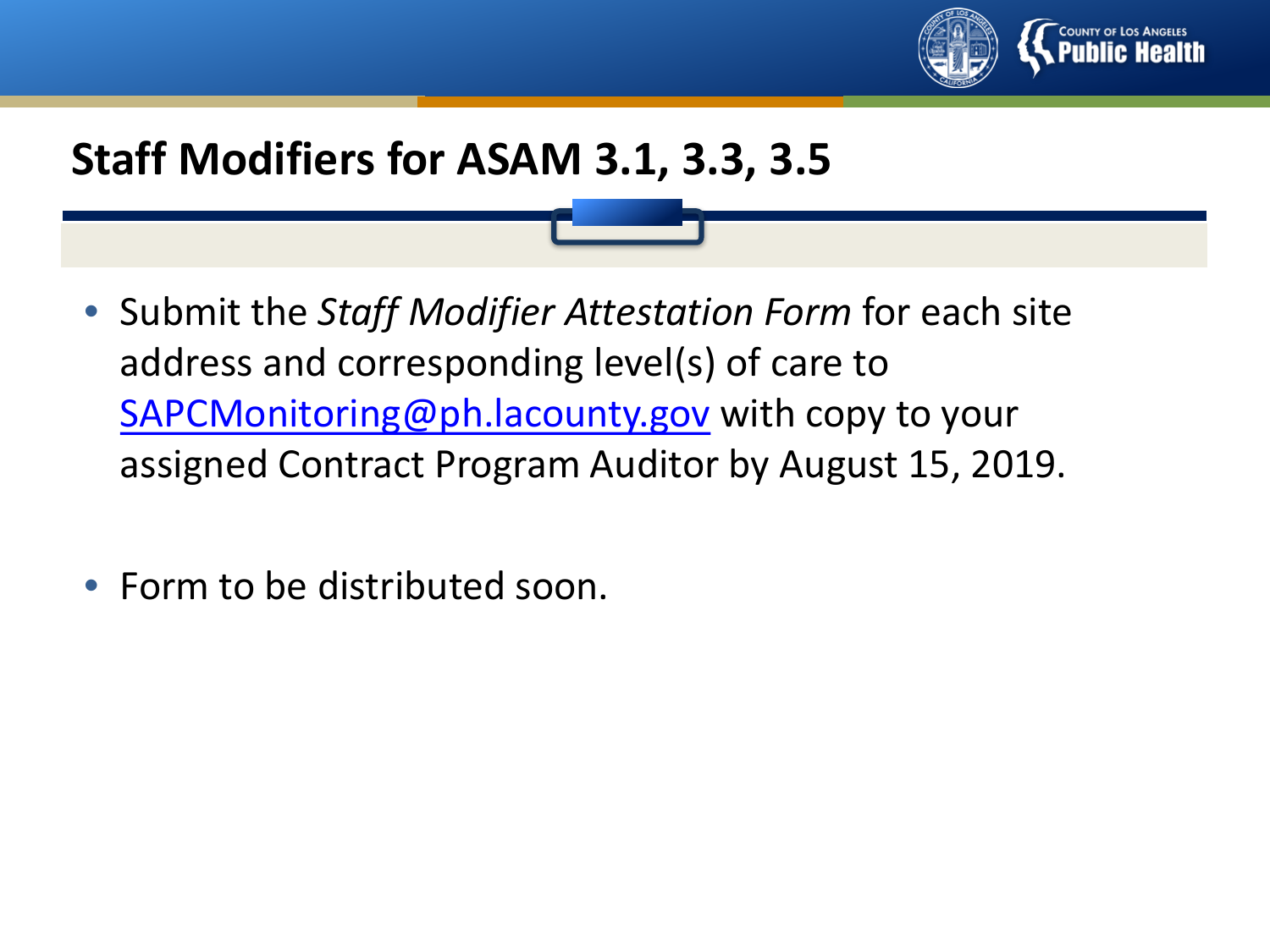# Staff Modifiers for ASAM 3.1, 3.3, 3.5

- Submit the *Staff Modifier Attestation Form* for each site address and corresponding level(s) of care to SAPCMonitoring@ph.lacounty.gov with copy to your assigned Contract Program Auditor by August 15, 2019.

- Form to be distributed soon.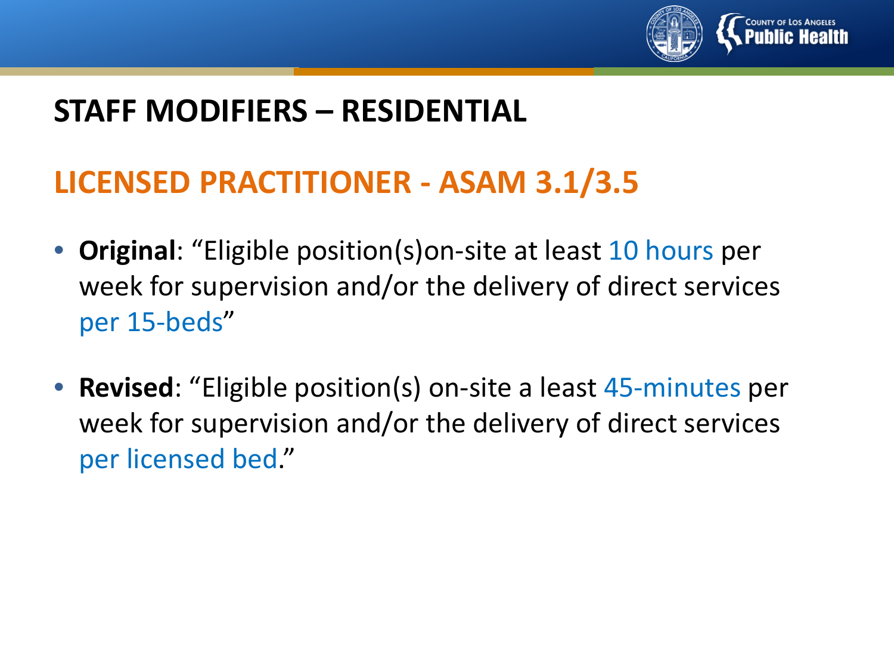# STAFF MODIFIERS – RESIDENTIAL

## LICENSED PRACTITIONER - ASAM 3.1/3.5

- **Original**: "Eligible position(s)on-site at least 10 hours per week for supervision and/or the delivery of direct services per 15-beds"
- **Revised**: "Eligible position(s) on-site a least 45-minutes per week for supervision and/or the delivery of direct services per licensed bed."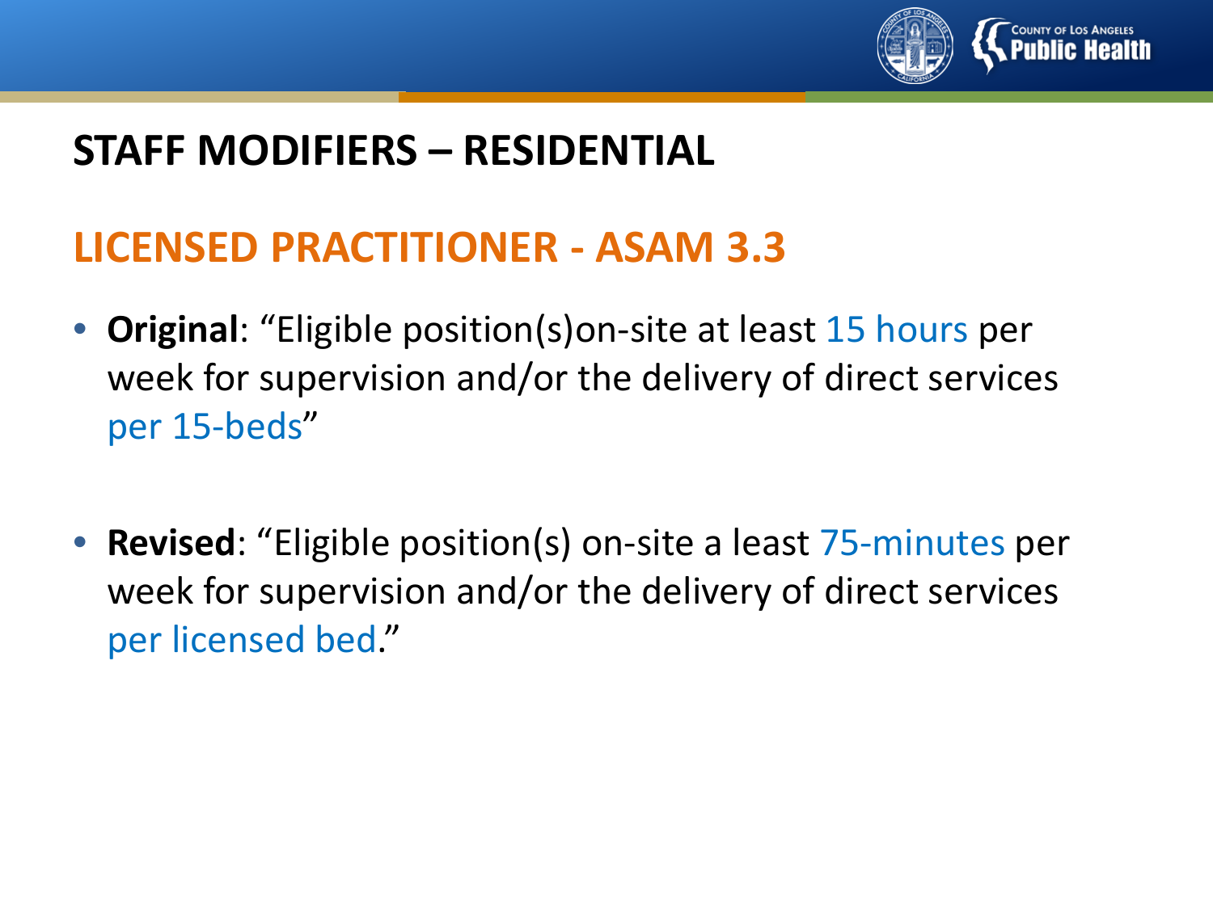# STAFF MODIFIERS – RESIDENTIAL

## LICENSED PRACTITIONER - ASAM 3.3

- **Original**: "Eligible position(s)on-site at least 15 hours per week for supervision and/or the delivery of direct services per 15-beds"

- **Revised**: "Eligible position(s) on-site a least 75-minutes per week for supervision and/or the delivery of direct services per licensed bed."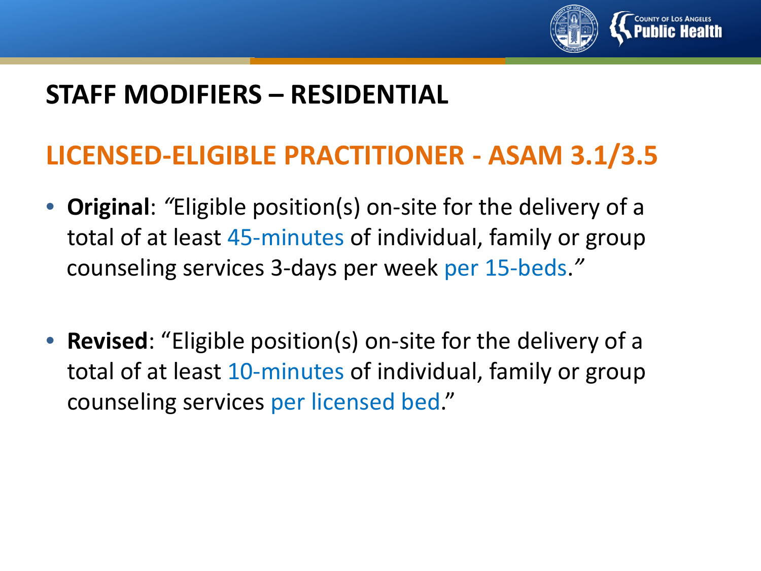# STAFF MODIFIERS – RESIDENTIAL

## LICENSED-ELIGIBLE PRACTITIONER - ASAM 3.1/3.5

- **Original**: *"*Eligible position(s) on-site for the delivery of a total of at least 45-minutes of individual, family or group counseling services 3-days per week per 15-beds.*"*

- **Revised**: "Eligible position(s) on-site for the delivery of a total of at least 10-minutes of individual, family or group counseling services per licensed bed."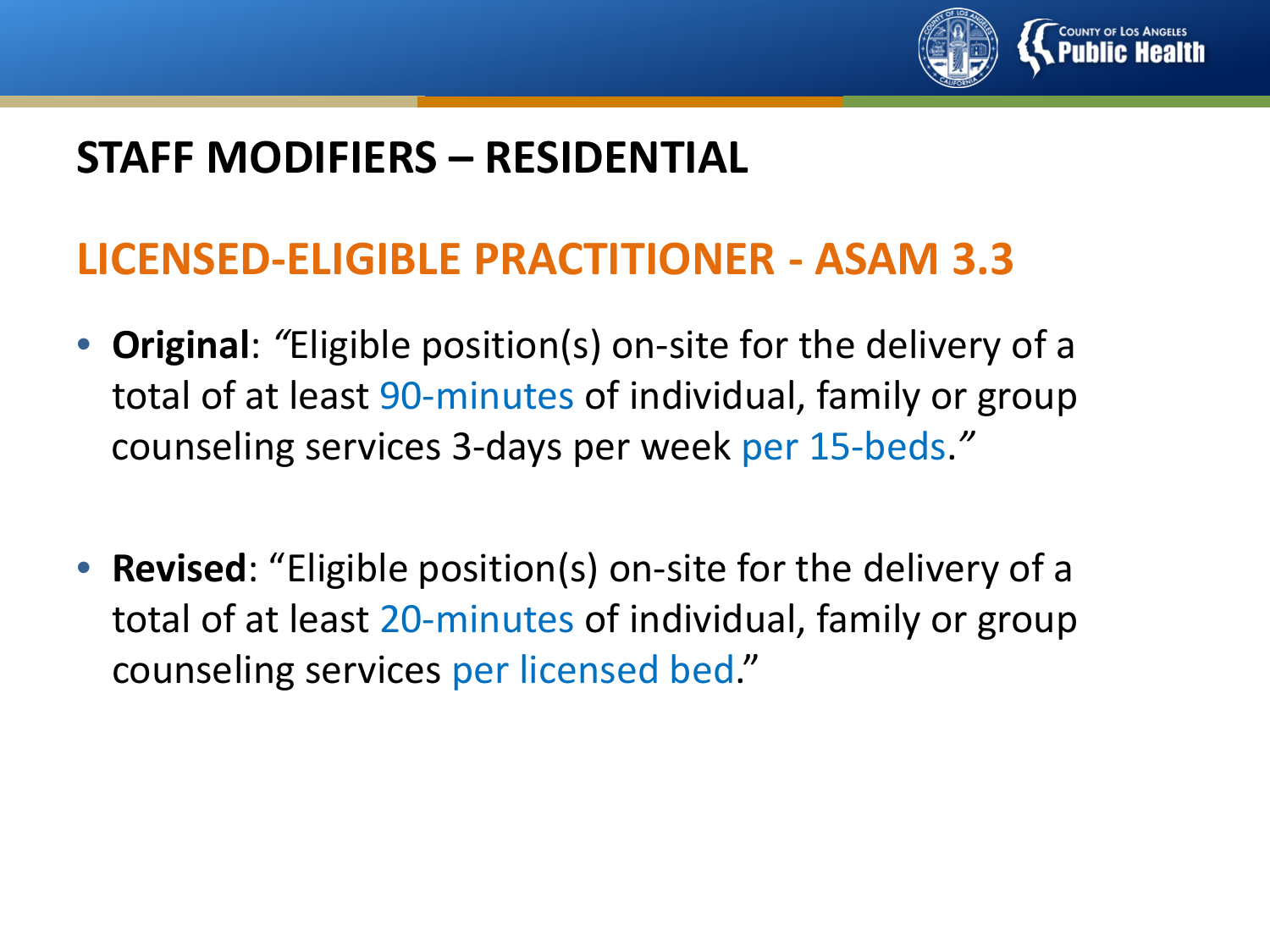# STAFF MODIFIERS – RESIDENTIAL

## LICENSED-ELIGIBLE PRACTITIONER - ASAM 3.3

- **Original**: "Eligible position(s) on-site for the delivery of a total of at least 90-minutes of individual, family or group counseling services 3-days per week per 15-beds."

- **Revised**: "Eligible position(s) on-site for the delivery of a total of at least 20-minutes of individual, family or group counseling services per licensed bed."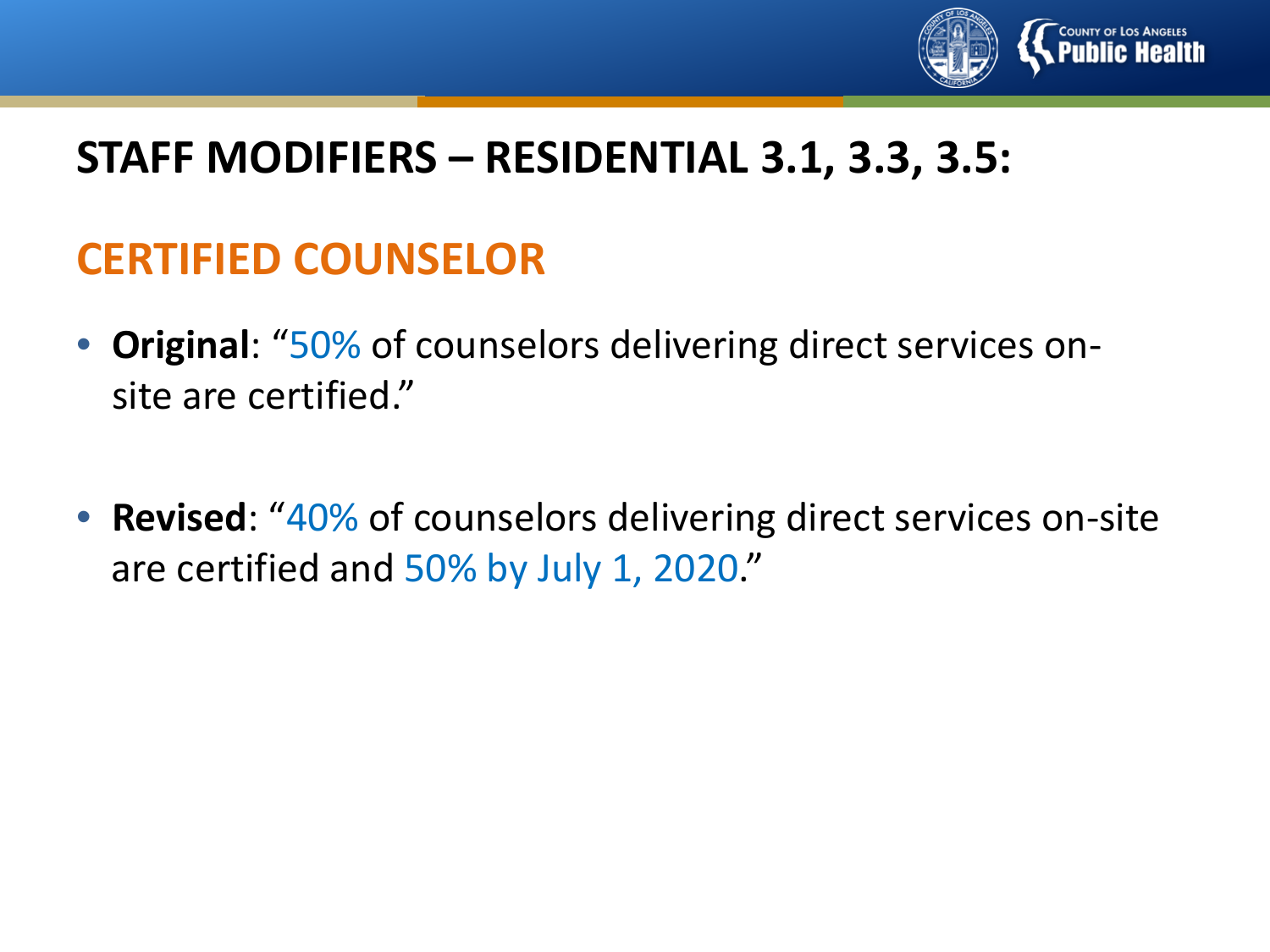# STAFF MODIFIERS – RESIDENTIAL 3.1, 3.3, 3.5:

## CERTIFIED COUNSELOR

- **Original**: "50% of counselors delivering direct services on-site are certified."

- **Revised**: "40% of counselors delivering direct services on-site are certified and 50% by July 1, 2020."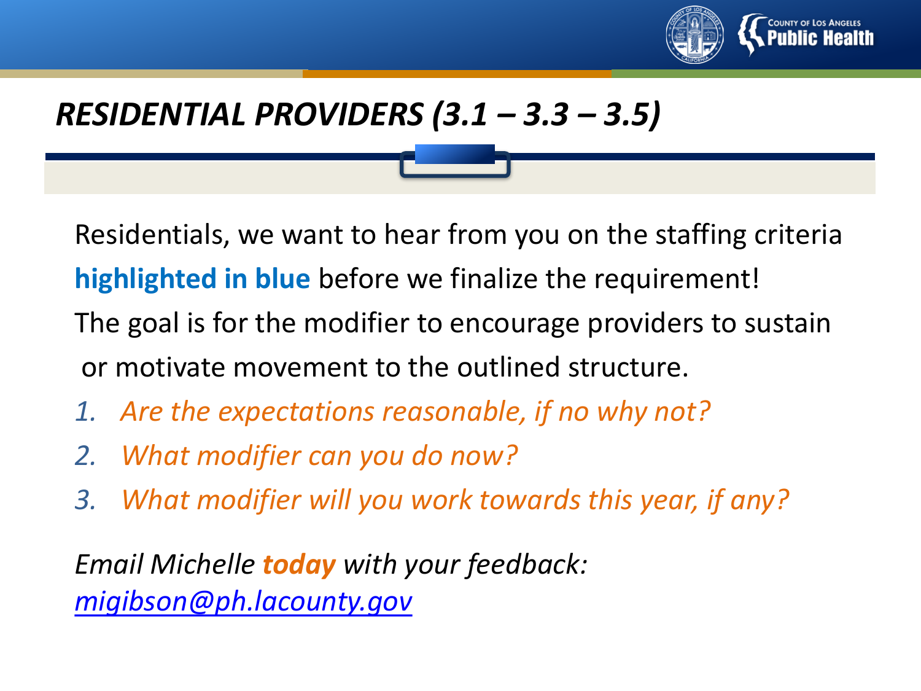## *RESIDENTIAL PROVIDERS (3.1 – 3.3 – 3.5)*

Residentials, we want to hear from you on the staffing criteria **highlighted in blue** before we finalize the requirement! The goal is for the modifier to encourage providers to sustain or motivate movement to the outlined structure.

1. *Are the expectations reasonable, if no why not?*
2. *What modifier can you do now?*
3. *What modifier will you work towards this year, if any?*

*Email Michelle* ***today*** *with your feedback:*
*migibson@ph.lacounty.gov*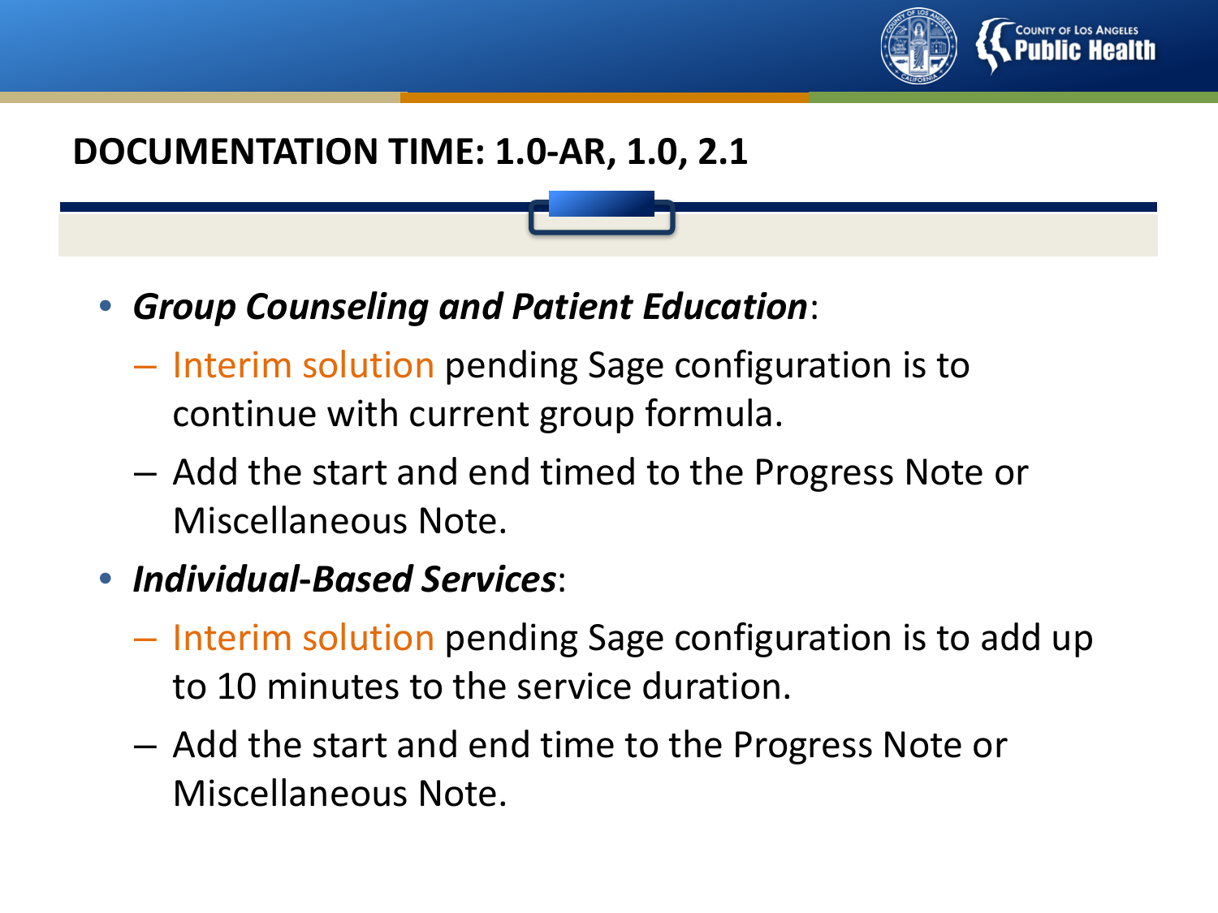## DOCUMENTATION TIME: 1.0-AR, 1.0, 2.1

- ***Group Counseling and Patient Education***:
  - Interim solution pending Sage configuration is to continue with current group formula.
  - Add the start and end timed to the Progress Note or Miscellaneous Note.
- ***Individual-Based Services***:
  - Interim solution pending Sage configuration is to add up to 10 minutes to the service duration.
  - Add the start and end time to the Progress Note or Miscellaneous Note.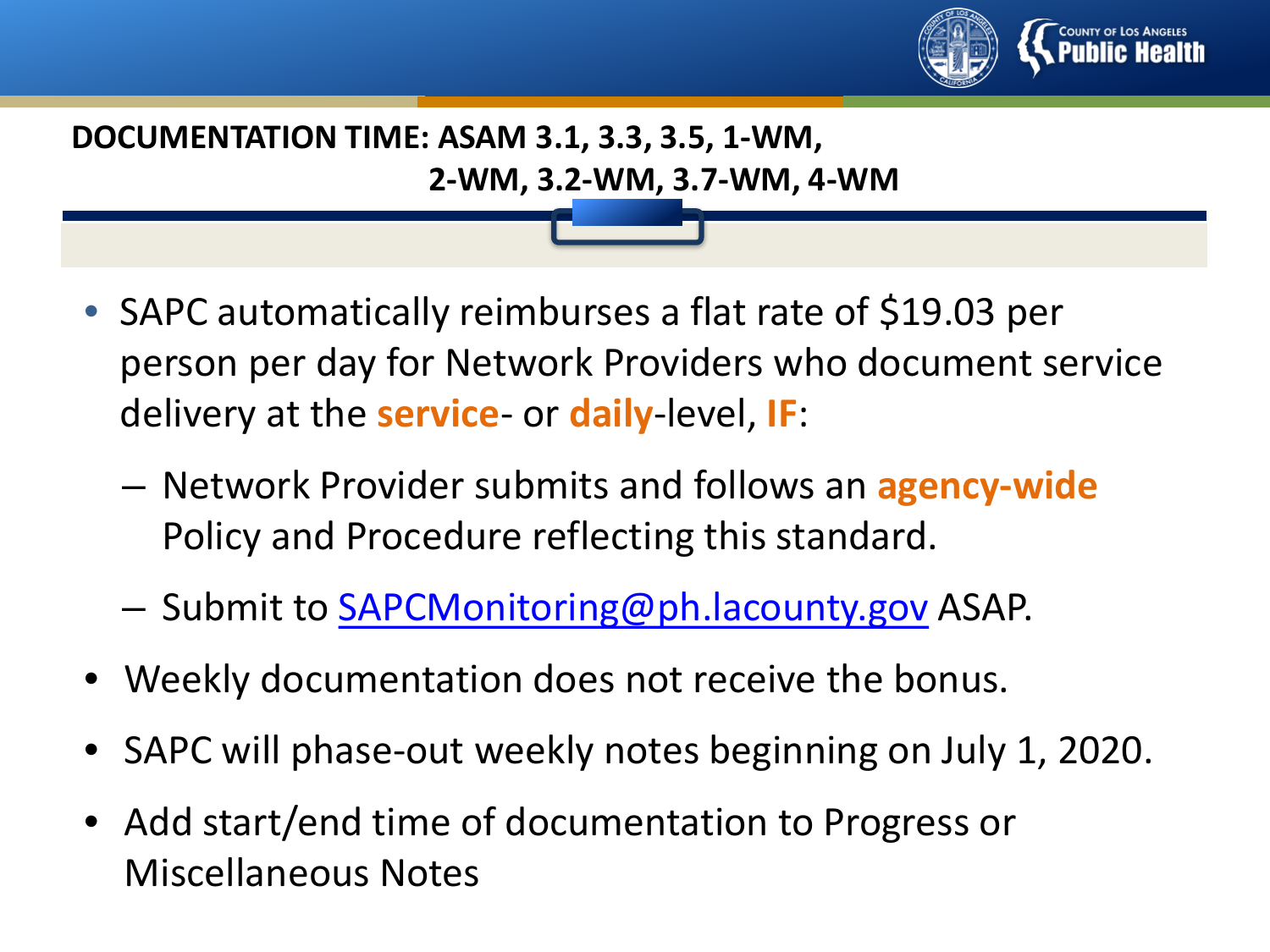## DOCUMENTATION TIME: ASAM 3.1, 3.3, 3.5, 1-WM, 2-WM, 3.2-WM, 3.7-WM, 4-WM

- SAPC automatically reimburses a flat rate of $19.03 per person per day for Network Providers who document service delivery at the **service**- or **daily**-level, **IF**:
  - Network Provider submits and follows an **agency-wide** Policy and Procedure reflecting this standard.
  - Submit to SAPCMonitoring@ph.lacounty.gov ASAP.
- Weekly documentation does not receive the bonus.
- SAPC will phase-out weekly notes beginning on July 1, 2020.
- Add start/end time of documentation to Progress or Miscellaneous Notes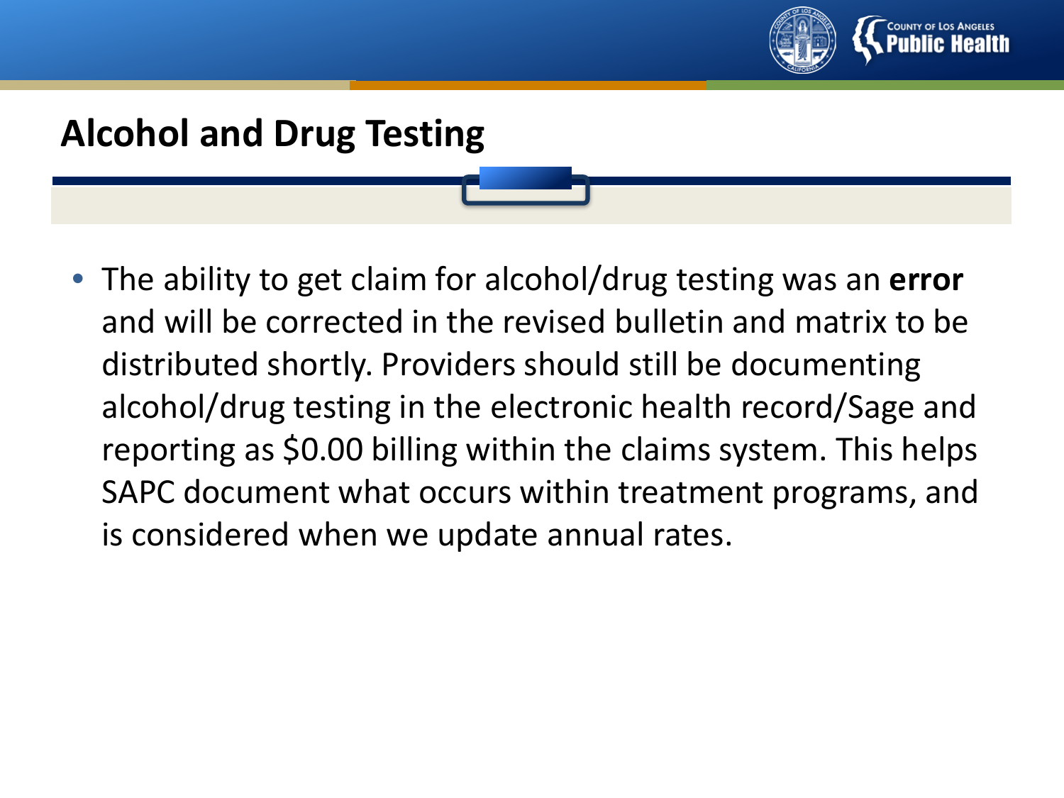# Alcohol and Drug Testing

- The ability to get claim for alcohol/drug testing was an **error** and will be corrected in the revised bulletin and matrix to be distributed shortly. Providers should still be documenting alcohol/drug testing in the electronic health record/Sage and reporting as $0.00 billing within the claims system. This helps SAPC document what occurs within treatment programs, and is considered when we update annual rates.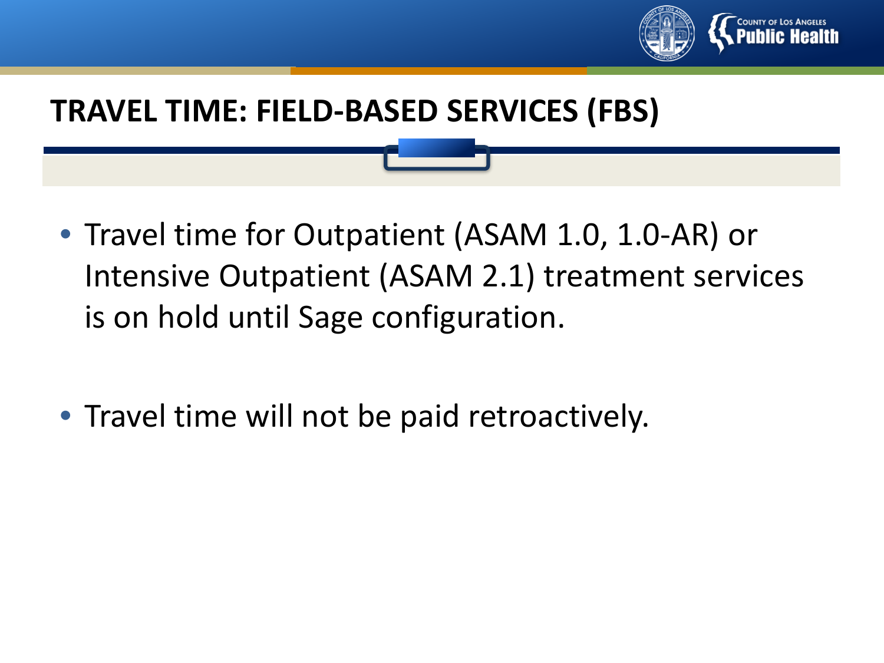# TRAVEL TIME: FIELD-BASED SERVICES (FBS)

- Travel time for Outpatient (ASAM 1.0, 1.0-AR) or Intensive Outpatient (ASAM 2.1) treatment services is on hold until Sage configuration.

- Travel time will not be paid retroactively.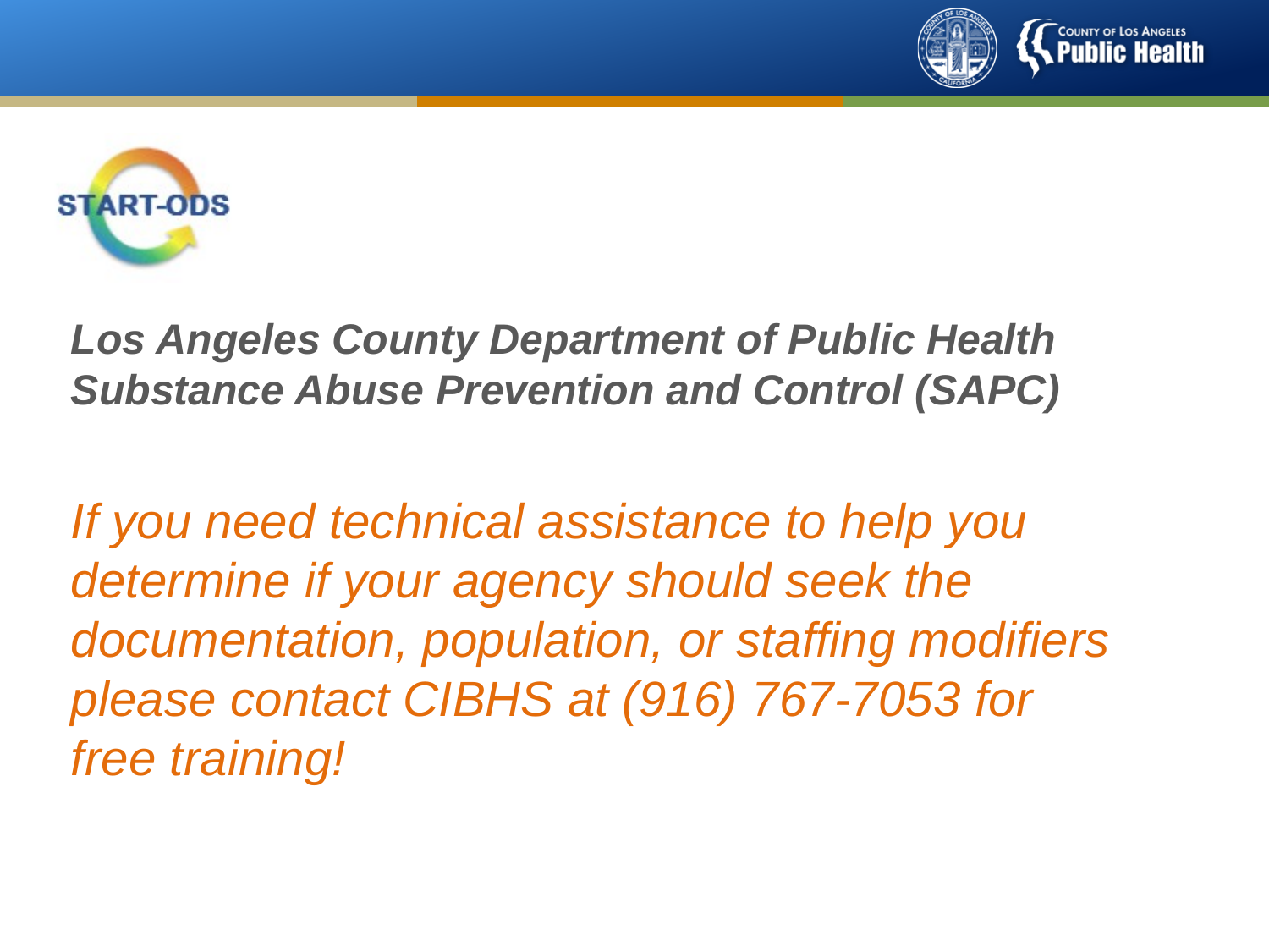START-ODS

***Los Angeles County Department of Public Health Substance Abuse Prevention and Control (SAPC)***

*If you need technical assistance to help you determine if your agency should seek the documentation, population, or staffing modifiers please contact CIBHS at (916) 767-7053 for free training!*